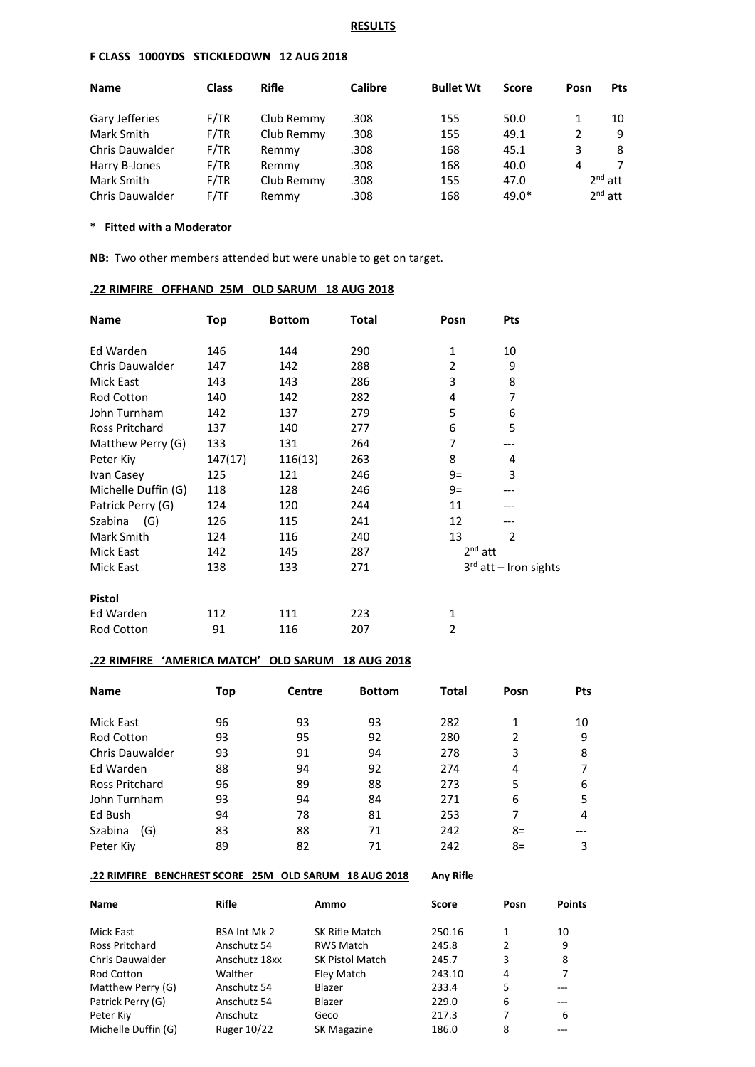**RESULTS**

**F CLASS 1000YDS STICKLEDOWN 12 AUG 2018**

| Name | Class | Rifle | Calibre | Bullet Wt | Score | Posn | Pts |
|---|---|---|---|---|---|---|---|
| Gary Jefferies | F/TR | Club Remmy | .308 | 155 | 50.0 | 1 | 10 |
| Mark Smith | F/TR | Club Remmy | .308 | 155 | 49.1 | 2 | 9 |
| Chris Dauwalder | F/TR | Remmy | .308 | 168 | 45.1 | 3 | 8 |
| Harry B-Jones | F/TR | Remmy | .308 | 168 | 40.0 | 4 | 7 |
| Mark Smith | F/TR | Club Remmy | .308 | 155 | 47.0 | 2nd att | |
| Chris Dauwalder | F/TF | Remmy | .308 | 168 | 49.0* | 2nd att | |

**\* Fitted with a Moderator**

**NB:** Two other members attended but were unable to get on target.

**.22 RIMFIRE OFFHAND 25M OLD SARUM 18 AUG 2018**

| Name | Top | Bottom | Total | Posn | Pts |
|---|---|---|---|---|---|
| Ed Warden | 146 | 144 | 290 | 1 | 10 |
| Chris Dauwalder | 147 | 142 | 288 | 2 | 9 |
| Mick East | 143 | 143 | 286 | 3 | 8 |
| Rod Cotton | 140 | 142 | 282 | 4 | 7 |
| John Turnham | 142 | 137 | 279 | 5 | 6 |
| Ross Pritchard | 137 | 140 | 277 | 6 | 5 |
| Matthew Perry (G) | 133 | 131 | 264 | 7 | --- |
| Peter Kiy | 147(17) | 116(13) | 263 | 8 | 4 |
| Ivan Casey | 125 | 121 | 246 | 9= | 3 |
| Michelle Duffin (G) | 118 | 128 | 246 | 9= | --- |
| Patrick Perry (G) | 124 | 120 | 244 | 11 | --- |
| Szabina (G) | 126 | 115 | 241 | 12 | --- |
| Mark Smith | 124 | 116 | 240 | 13 | 2 |
| Mick East | 142 | 145 | 287 | 2nd att | |
| Mick East | 138 | 133 | 271 | 3rd att – Iron sights | |
| **Pistol** | | | | | |
| Ed Warden | 112 | 111 | 223 | 1 | |
| Rod Cotton | 91 | 116 | 207 | 2 | |

**.22 RIMFIRE 'AMERICA MATCH' OLD SARUM 18 AUG 2018**

| Name | Top | Centre | Bottom | Total | Posn | Pts |
|---|---|---|---|---|---|---|
| Mick East | 96 | 93 | 93 | 282 | 1 | 10 |
| Rod Cotton | 93 | 95 | 92 | 280 | 2 | 9 |
| Chris Dauwalder | 93 | 91 | 94 | 278 | 3 | 8 |
| Ed Warden | 88 | 94 | 92 | 274 | 4 | 7 |
| Ross Pritchard | 96 | 89 | 88 | 273 | 5 | 6 |
| John Turnham | 93 | 94 | 84 | 271 | 6 | 5 |
| Ed Bush | 94 | 78 | 81 | 253 | 7 | 4 |
| Szabina (G) | 83 | 88 | 71 | 242 | 8= | --- |
| Peter Kiy | 89 | 82 | 71 | 242 | 8= | 3 |

**.22 RIMFIRE BENCHREST SCORE 25M OLD SARUM 18 AUG 2018** **Any Rifle**

| Name | Rifle | Ammo | Score | Posn | Points |
|---|---|---|---|---|---|
| Mick East | BSA Int Mk 2 | SK Rifle Match | 250.16 | 1 | 10 |
| Ross Pritchard | Anschutz 54 | RWS Match | 245.8 | 2 | 9 |
| Chris Dauwalder | Anschutz 18xx | SK Pistol Match | 245.7 | 3 | 8 |
| Rod Cotton | Walther | Eley Match | 243.10 | 4 | 7 |
| Matthew Perry (G) | Anschutz 54 | Blazer | 233.4 | 5 | --- |
| Patrick Perry (G) | Anschutz 54 | Blazer | 229.0 | 6 | --- |
| Peter Kiy | Anschutz | Geco | 217.3 | 7 | 6 |
| Michelle Duffin (G) | Ruger 10/22 | SK Magazine | 186.0 | 8 | --- |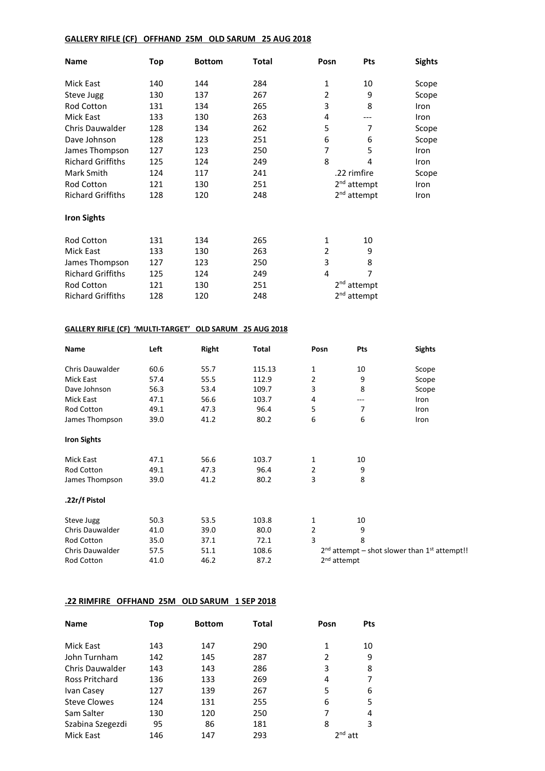## GALLERY RIFLE (CF) OFFHAND 25M OLD SARUM 25 AUG 2018

| Name | Top | Bottom | Total | Posn | Pts | Sights |
|---|---|---|---|---|---|---|
| Mick East | 140 | 144 | 284 | 1 | 10 | Scope |
| Steve Jugg | 130 | 137 | 267 | 2 | 9 | Scope |
| Rod Cotton | 131 | 134 | 265 | 3 | 8 | Iron |
| Mick East | 133 | 130 | 263 | 4 | --- | Iron |
| Chris Dauwalder | 128 | 134 | 262 | 5 | 7 | Scope |
| Dave Johnson | 128 | 123 | 251 | 6 | 6 | Scope |
| James Thompson | 127 | 123 | 250 | 7 | 5 | Iron |
| Richard Griffiths | 125 | 124 | 249 | 8 | 4 | Iron |
| Mark Smith | 124 | 117 | 241 | .22 rimfire | | Scope |
| Rod Cotton | 121 | 130 | 251 | 2nd attempt | | Iron |
| Richard Griffiths | 128 | 120 | 248 | 2nd attempt | | Iron |

**Iron Sights**

| Name | Top | Bottom | Total | Posn | Pts |
|---|---|---|---|---|---|
| Rod Cotton | 131 | 134 | 265 | 1 | 10 |
| Mick East | 133 | 130 | 263 | 2 | 9 |
| James Thompson | 127 | 123 | 250 | 3 | 8 |
| Richard Griffiths | 125 | 124 | 249 | 4 | 7 |
| Rod Cotton | 121 | 130 | 251 | 2nd attempt | |
| Richard Griffiths | 128 | 120 | 248 | 2nd attempt | |

## GALLERY RIFLE (CF) 'MULTI-TARGET' OLD SARUM 25 AUG 2018

| Name | Left | Right | Total | Posn | Pts | Sights |
|---|---|---|---|---|---|---|
| Chris Dauwalder | 60.6 | 55.7 | 115.13 | 1 | 10 | Scope |
| Mick East | 57.4 | 55.5 | 112.9 | 2 | 9 | Scope |
| Dave Johnson | 56.3 | 53.4 | 109.7 | 3 | 8 | Scope |
| Mick East | 47.1 | 56.6 | 103.7 | 4 | --- | Iron |
| Rod Cotton | 49.1 | 47.3 | 96.4 | 5 | 7 | Iron |
| James Thompson | 39.0 | 41.2 | 80.2 | 6 | 6 | Iron |

**Iron Sights**

| Name | Left | Right | Total | Posn | Pts |
|---|---|---|---|---|---|
| Mick East | 47.1 | 56.6 | 103.7 | 1 | 10 |
| Rod Cotton | 49.1 | 47.3 | 96.4 | 2 | 9 |
| James Thompson | 39.0 | 41.2 | 80.2 | 3 | 8 |

**.22r/f Pistol**

| Name | Left | Right | Total | Posn | Pts |
|---|---|---|---|---|---|
| Steve Jugg | 50.3 | 53.5 | 103.8 | 1 | 10 |
| Chris Dauwalder | 41.0 | 39.0 | 80.0 | 2 | 9 |
| Rod Cotton | 35.0 | 37.1 | 72.1 | 3 | 8 |
| Chris Dauwalder | 57.5 | 51.1 | 108.6 | 2nd attempt – shot slower than 1st attempt!! | |
| Rod Cotton | 41.0 | 46.2 | 87.2 | 2nd attempt | |

## .22 RIMFIRE OFFHAND 25M OLD SARUM 1 SEP 2018

| Name | Top | Bottom | Total | Posn | Pts |
|---|---|---|---|---|---|
| Mick East | 143 | 147 | 290 | 1 | 10 |
| John Turnham | 142 | 145 | 287 | 2 | 9 |
| Chris Dauwalder | 143 | 143 | 286 | 3 | 8 |
| Ross Pritchard | 136 | 133 | 269 | 4 | 7 |
| Ivan Casey | 127 | 139 | 267 | 5 | 6 |
| Steve Clowes | 124 | 131 | 255 | 6 | 5 |
| Sam Salter | 130 | 120 | 250 | 7 | 4 |
| Szabina Szegezdi | 95 | 86 | 181 | 8 | 3 |
| Mick East | 146 | 147 | 293 | 2nd att | |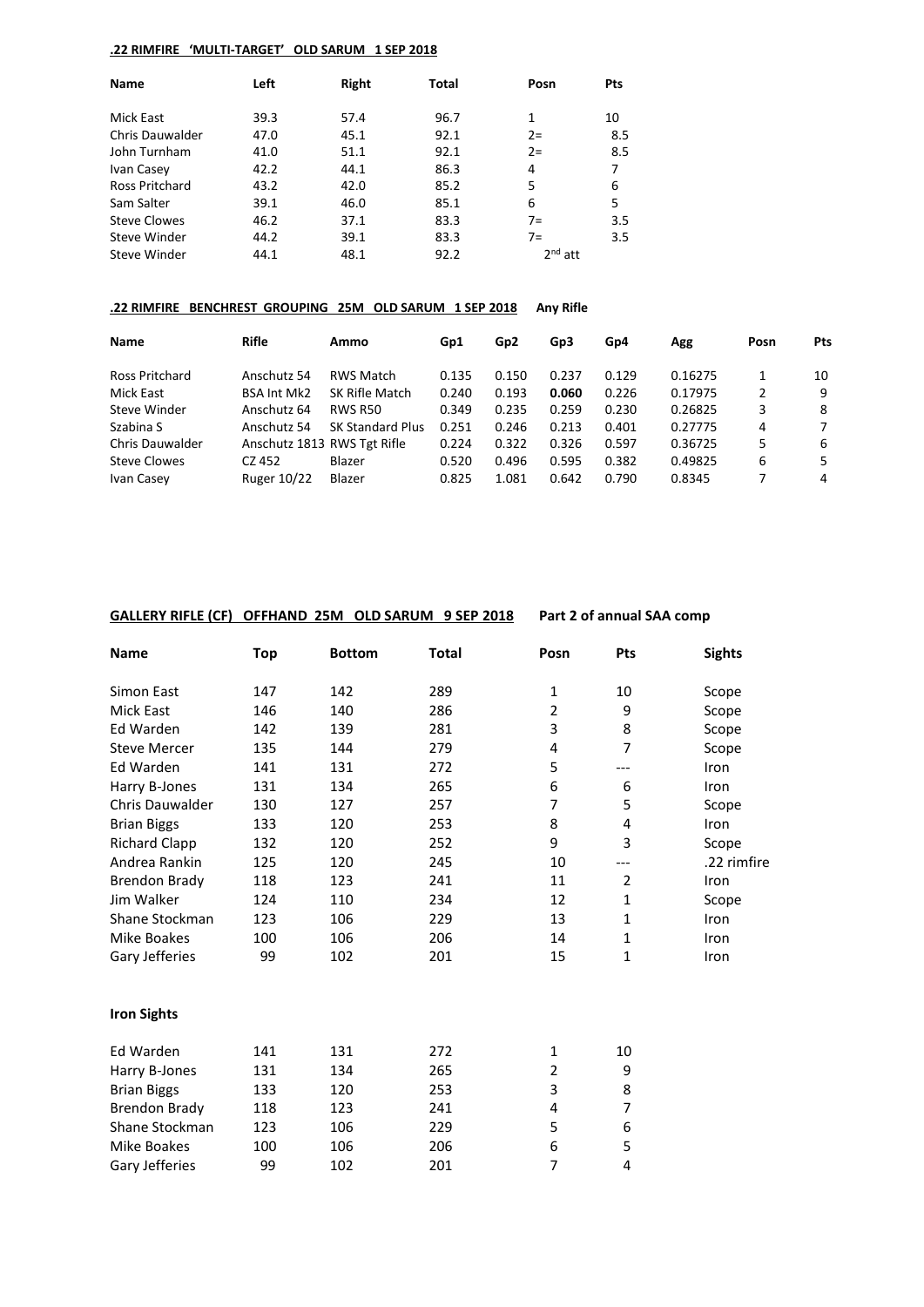**.22 RIMFIRE 'MULTI-TARGET' OLD SARUM 1 SEP 2018**

| Name | Left | Right | Total | Posn | Pts |
|---|---|---|---|---|---|
| Mick East | 39.3 | 57.4 | 96.7 | 1 | 10 |
| Chris Dauwalder | 47.0 | 45.1 | 92.1 | 2= | 8.5 |
| John Turnham | 41.0 | 51.1 | 92.1 | 2= | 8.5 |
| Ivan Casey | 42.2 | 44.1 | 86.3 | 4 | 7 |
| Ross Pritchard | 43.2 | 42.0 | 85.2 | 5 | 6 |
| Sam Salter | 39.1 | 46.0 | 85.1 | 6 | 5 |
| Steve Clowes | 46.2 | 37.1 | 83.3 | 7= | 3.5 |
| Steve Winder | 44.2 | 39.1 | 83.3 | 7= | 3.5 |
| Steve Winder | 44.1 | 48.1 | 92.2 | 2nd att | |

**.22 RIMFIRE BENCHREST GROUPING 25M OLD SARUM 1 SEP 2018** **Any Rifle**

| Name | Rifle | Ammo | Gp1 | Gp2 | Gp3 | Gp4 | Agg | Posn | Pts |
|---|---|---|---|---|---|---|---|---|---|
| Ross Pritchard | Anschutz 54 | RWS Match | 0.135 | 0.150 | 0.237 | 0.129 | 0.16275 | 1 | 10 |
| Mick East | BSA Int Mk2 | SK Rifle Match | 0.240 | 0.193 | **0.060** | 0.226 | 0.17975 | 2 | 9 |
| Steve Winder | Anschutz 64 | RWS R50 | 0.349 | 0.235 | 0.259 | 0.230 | 0.26825 | 3 | 8 |
| Szabina S | Anschutz 54 | SK Standard Plus | 0.251 | 0.246 | 0.213 | 0.401 | 0.27775 | 4 | 7 |
| Chris Dauwalder | Anschutz 1813 | RWS Tgt Rifle | 0.224 | 0.322 | 0.326 | 0.597 | 0.36725 | 5 | 6 |
| Steve Clowes | CZ 452 | Blazer | 0.520 | 0.496 | 0.595 | 0.382 | 0.49825 | 6 | 5 |
| Ivan Casey | Ruger 10/22 | Blazer | 0.825 | 1.081 | 0.642 | 0.790 | 0.8345 | 7 | 4 |

**GALLERY RIFLE (CF) OFFHAND 25M OLD SARUM 9 SEP 2018** **Part 2 of annual SAA comp**

| Name | Top | Bottom | Total | Posn | Pts | Sights |
|---|---|---|---|---|---|---|
| Simon East | 147 | 142 | 289 | 1 | 10 | Scope |
| Mick East | 146 | 140 | 286 | 2 | 9 | Scope |
| Ed Warden | 142 | 139 | 281 | 3 | 8 | Scope |
| Steve Mercer | 135 | 144 | 279 | 4 | 7 | Scope |
| Ed Warden | 141 | 131 | 272 | 5 | --- | Iron |
| Harry B-Jones | 131 | 134 | 265 | 6 | 6 | Iron |
| Chris Dauwalder | 130 | 127 | 257 | 7 | 5 | Scope |
| Brian Biggs | 133 | 120 | 253 | 8 | 4 | Iron |
| Richard Clapp | 132 | 120 | 252 | 9 | 3 | Scope |
| Andrea Rankin | 125 | 120 | 245 | 10 | --- | .22 rimfire |
| Brendon Brady | 118 | 123 | 241 | 11 | 2 | Iron |
| Jim Walker | 124 | 110 | 234 | 12 | 1 | Scope |
| Shane Stockman | 123 | 106 | 229 | 13 | 1 | Iron |
| Mike Boakes | 100 | 106 | 206 | 14 | 1 | Iron |
| Gary Jefferies | 99 | 102 | 201 | 15 | 1 | Iron |

**Iron Sights**

| Name | Top | Bottom | Total | Posn | Pts |
|---|---|---|---|---|---|
| Ed Warden | 141 | 131 | 272 | 1 | 10 |
| Harry B-Jones | 131 | 134 | 265 | 2 | 9 |
| Brian Biggs | 133 | 120 | 253 | 3 | 8 |
| Brendon Brady | 118 | 123 | 241 | 4 | 7 |
| Shane Stockman | 123 | 106 | 229 | 5 | 6 |
| Mike Boakes | 100 | 106 | 206 | 6 | 5 |
| Gary Jefferies | 99 | 102 | 201 | 7 | 4 |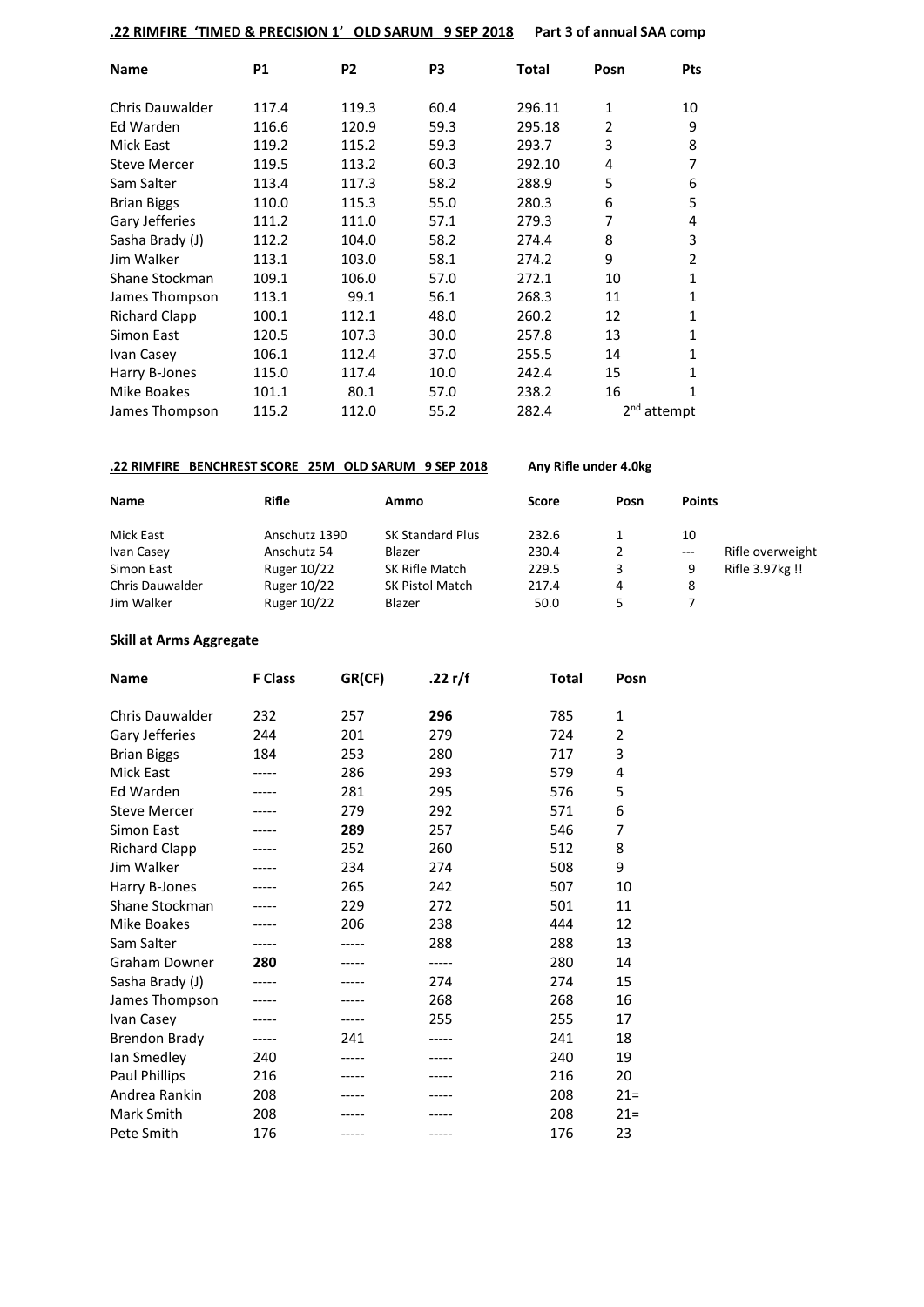**.22 RIMFIRE 'TIMED & PRECISION 1' OLD SARUM 9 SEP 2018** **Part 3 of annual SAA comp**

| Name | P1 | P2 | P3 | Total | Posn | Pts |
|---|---|---|---|---|---|---|
| Chris Dauwalder | 117.4 | 119.3 | 60.4 | 296.11 | 1 | 10 |
| Ed Warden | 116.6 | 120.9 | 59.3 | 295.18 | 2 | 9 |
| Mick East | 119.2 | 115.2 | 59.3 | 293.7 | 3 | 8 |
| Steve Mercer | 119.5 | 113.2 | 60.3 | 292.10 | 4 | 7 |
| Sam Salter | 113.4 | 117.3 | 58.2 | 288.9 | 5 | 6 |
| Brian Biggs | 110.0 | 115.3 | 55.0 | 280.3 | 6 | 5 |
| Gary Jefferies | 111.2 | 111.0 | 57.1 | 279.3 | 7 | 4 |
| Sasha Brady (J) | 112.2 | 104.0 | 58.2 | 274.4 | 8 | 3 |
| Jim Walker | 113.1 | 103.0 | 58.1 | 274.2 | 9 | 2 |
| Shane Stockman | 109.1 | 106.0 | 57.0 | 272.1 | 10 | 1 |
| James Thompson | 113.1 | 99.1 | 56.1 | 268.3 | 11 | 1 |
| Richard Clapp | 100.1 | 112.1 | 48.0 | 260.2 | 12 | 1 |
| Simon East | 120.5 | 107.3 | 30.0 | 257.8 | 13 | 1 |
| Ivan Casey | 106.1 | 112.4 | 37.0 | 255.5 | 14 | 1 |
| Harry B-Jones | 115.0 | 117.4 | 10.0 | 242.4 | 15 | 1 |
| Mike Boakes | 101.1 | 80.1 | 57.0 | 238.2 | 16 | 1 |
| James Thompson | 115.2 | 112.0 | 55.2 | 282.4 | 2nd attempt | |

**.22 RIMFIRE BENCHREST SCORE 25M OLD SARUM 9 SEP 2018** **Any Rifle under 4.0kg**

| Name | Rifle | Ammo | Score | Posn | Points | |
|---|---|---|---|---|---|---|
| Mick East | Anschutz 1390 | SK Standard Plus | 232.6 | 1 | 10 | |
| Ivan Casey | Anschutz 54 | Blazer | 230.4 | 2 | --- | Rifle overweight |
| Simon East | Ruger 10/22 | SK Rifle Match | 229.5 | 3 | 9 | Rifle 3.97kg !! |
| Chris Dauwalder | Ruger 10/22 | SK Pistol Match | 217.4 | 4 | 8 | |
| Jim Walker | Ruger 10/22 | Blazer | 50.0 | 5 | 7 | |

**Skill at Arms Aggregate**

| Name | F Class | GR(CF) | .22 r/f | Total | Posn |
|---|---|---|---|---|---|
| Chris Dauwalder | 232 | 257 | **296** | 785 | 1 |
| Gary Jefferies | 244 | 201 | 279 | 724 | 2 |
| Brian Biggs | 184 | 253 | 280 | 717 | 3 |
| Mick East | ----- | 286 | 293 | 579 | 4 |
| Ed Warden | ----- | 281 | 295 | 576 | 5 |
| Steve Mercer | ----- | 279 | 292 | 571 | 6 |
| Simon East | ----- | **289** | 257 | 546 | 7 |
| Richard Clapp | ----- | 252 | 260 | 512 | 8 |
| Jim Walker | ----- | 234 | 274 | 508 | 9 |
| Harry B-Jones | ----- | 265 | 242 | 507 | 10 |
| Shane Stockman | ----- | 229 | 272 | 501 | 11 |
| Mike Boakes | ----- | 206 | 238 | 444 | 12 |
| Sam Salter | ----- | ----- | 288 | 288 | 13 |
| Graham Downer | **280** | ----- | ----- | 280 | 14 |
| Sasha Brady (J) | ----- | ----- | 274 | 274 | 15 |
| James Thompson | ----- | ----- | 268 | 268 | 16 |
| Ivan Casey | ----- | ----- | 255 | 255 | 17 |
| Brendon Brady | ----- | 241 | ----- | 241 | 18 |
| Ian Smedley | 240 | ----- | ----- | 240 | 19 |
| Paul Phillips | 216 | ----- | ----- | 216 | 20 |
| Andrea Rankin | 208 | ----- | ----- | 208 | 21= |
| Mark Smith | 208 | ----- | ----- | 208 | 21= |
| Pete Smith | 176 | ----- | ----- | 176 | 23 |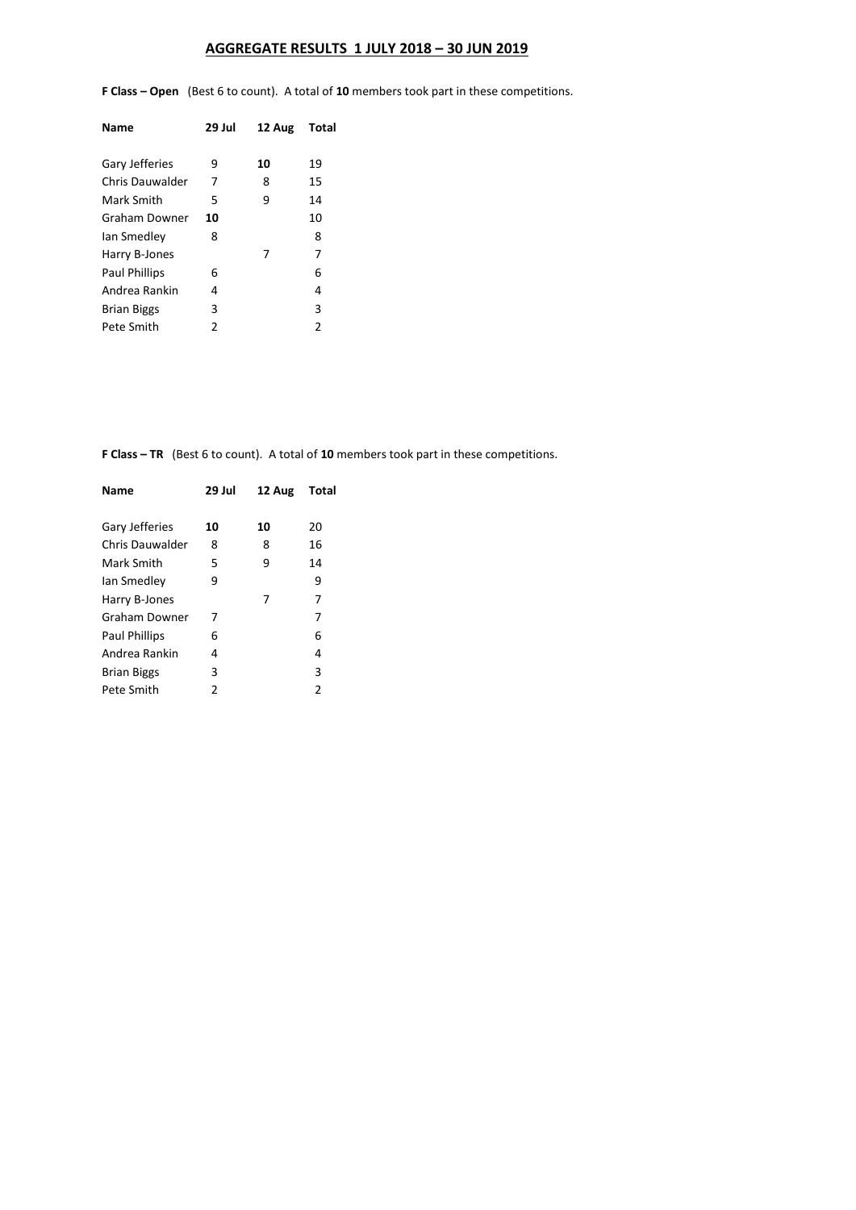## AGGREGATE RESULTS 1 JULY 2018 – 30 JUN 2019

**F Class – Open** (Best 6 to count). A total of **10** members took part in these competitions.

| Name | 29 Jul | 12 Aug | Total |
|---|---|---|---|
| Gary Jefferies | 9 | **10** | 19 |
| Chris Dauwalder | 7 | 8 | 15 |
| Mark Smith | 5 | 9 | 14 |
| Graham Downer | **10** | | 10 |
| Ian Smedley | 8 | | 8 |
| Harry B-Jones | | 7 | 7 |
| Paul Phillips | 6 | | 6 |
| Andrea Rankin | 4 | | 4 |
| Brian Biggs | 3 | | 3 |
| Pete Smith | 2 | | 2 |

**F Class – TR** (Best 6 to count). A total of **10** members took part in these competitions.

| Name | 29 Jul | 12 Aug | Total |
|---|---|---|---|
| Gary Jefferies | **10** | **10** | 20 |
| Chris Dauwalder | 8 | 8 | 16 |
| Mark Smith | 5 | 9 | 14 |
| Ian Smedley | 9 | | 9 |
| Harry B-Jones | | 7 | 7 |
| Graham Downer | 7 | | 7 |
| Paul Phillips | 6 | | 6 |
| Andrea Rankin | 4 | | 4 |
| Brian Biggs | 3 | | 3 |
| Pete Smith | 2 | | 2 |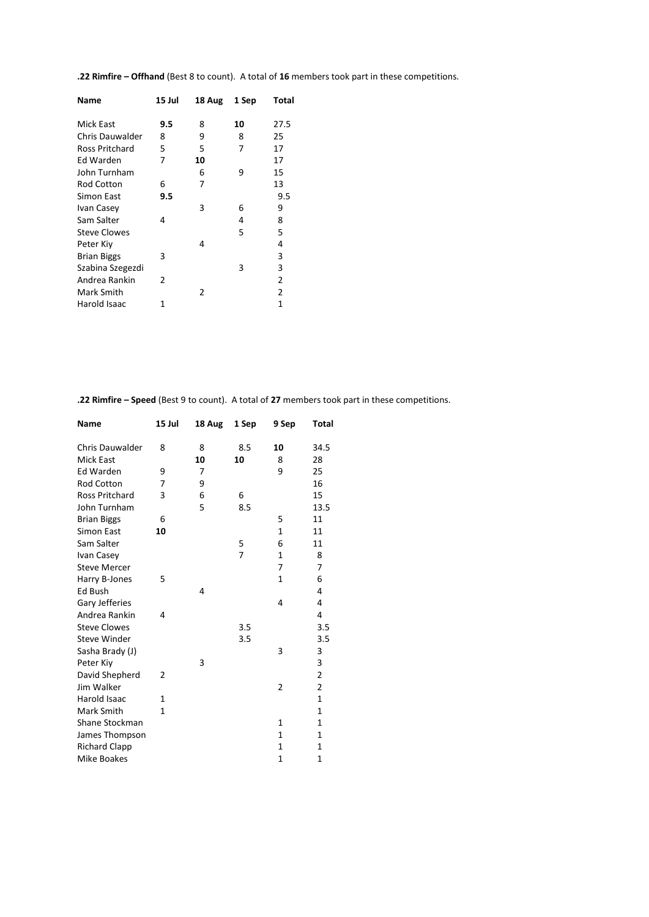**.22 Rimfire – Offhand** (Best 8 to count). A total of **16** members took part in these competitions.

| Name | 15 Jul | 18 Aug | 1 Sep | Total |
|---|---|---|---|---|
| Mick East | **9.5** | 8 | **10** | 27.5 |
| Chris Dauwalder | 8 | 9 | 8 | 25 |
| Ross Pritchard | 5 | 5 | 7 | 17 |
| Ed Warden | 7 | **10** | | 17 |
| John Turnham | | 6 | 9 | 15 |
| Rod Cotton | 6 | 7 | | 13 |
| Simon East | **9.5** | | | 9.5 |
| Ivan Casey | | 3 | 6 | 9 |
| Sam Salter | 4 | | 4 | 8 |
| Steve Clowes | | | 5 | 5 |
| Peter Kiy | | 4 | | 4 |
| Brian Biggs | 3 | | | 3 |
| Szabina Szegezdi | | | 3 | 3 |
| Andrea Rankin | 2 | | | 2 |
| Mark Smith | | 2 | | 2 |
| Harold Isaac | 1 | | | 1 |

**.22 Rimfire – Speed** (Best 9 to count). A total of **27** members took part in these competitions.

| Name | 15 Jul | 18 Aug | 1 Sep | 9 Sep | Total |
|---|---|---|---|---|---|
| Chris Dauwalder | 8 | 8 | 8.5 | **10** | 34.5 |
| Mick East | | **10** | **10** | 8 | 28 |
| Ed Warden | 9 | 7 | | 9 | 25 |
| Rod Cotton | 7 | 9 | | | 16 |
| Ross Pritchard | 3 | 6 | 6 | | 15 |
| John Turnham | | 5 | 8.5 | | 13.5 |
| Brian Biggs | 6 | | | 5 | 11 |
| Simon East | **10** | | | 1 | 11 |
| Sam Salter | | | 5 | 6 | 11 |
| Ivan Casey | | | 7 | 1 | 8 |
| Steve Mercer | | | | 7 | 7 |
| Harry B-Jones | 5 | | | 1 | 6 |
| Ed Bush | | 4 | | | 4 |
| Gary Jefferies | | | | 4 | 4 |
| Andrea Rankin | 4 | | | | 4 |
| Steve Clowes | | | 3.5 | | 3.5 |
| Steve Winder | | | 3.5 | | 3.5 |
| Sasha Brady (J) | | | | 3 | 3 |
| Peter Kiy | | 3 | | | 3 |
| David Shepherd | 2 | | | | 2 |
| Jim Walker | | | | 2 | 2 |
| Harold Isaac | 1 | | | | 1 |
| Mark Smith | 1 | | | | 1 |
| Shane Stockman | | | | 1 | 1 |
| James Thompson | | | | 1 | 1 |
| Richard Clapp | | | | 1 | 1 |
| Mike Boakes | | | | 1 | 1 |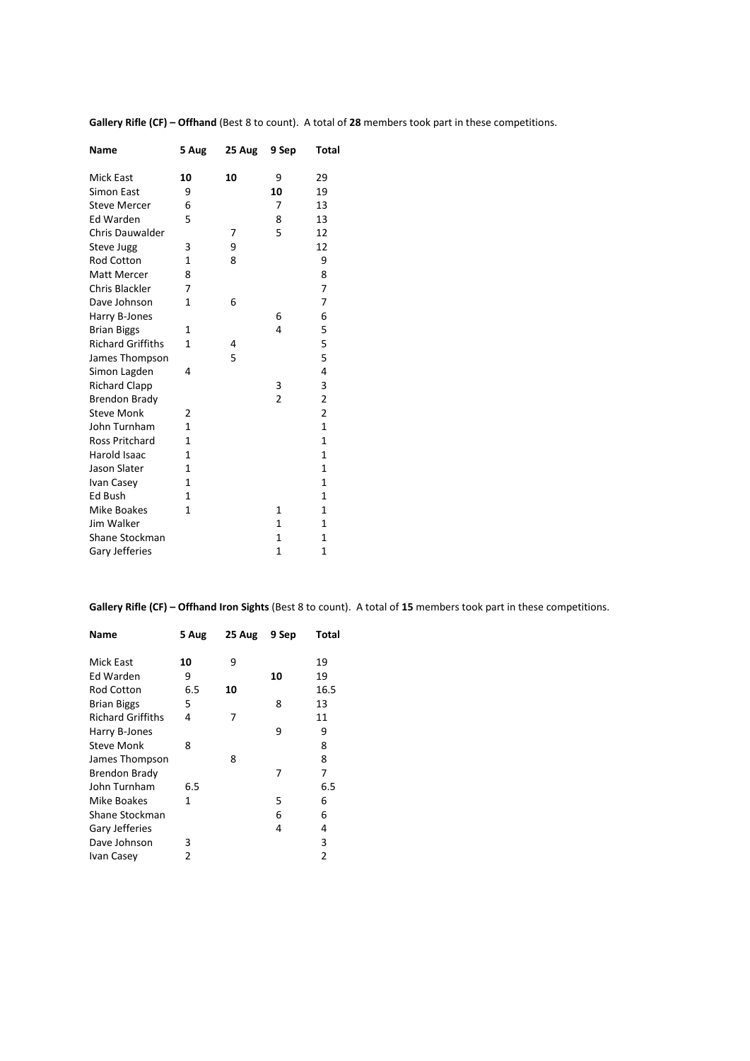**Gallery Rifle (CF) – Offhand** (Best 8 to count). A total of **28** members took part in these competitions.

| Name | 5 Aug | 25 Aug | 9 Sep | Total |
|---|---|---|---|---|
| Mick East | **10** | **10** | 9 | 29 |
| Simon East | 9 | | **10** | 19 |
| Steve Mercer | 6 | | 7 | 13 |
| Ed Warden | 5 | | 8 | 13 |
| Chris Dauwalder | | 7 | 5 | 12 |
| Steve Jugg | 3 | 9 | | 12 |
| Rod Cotton | 1 | 8 | | 9 |
| Matt Mercer | 8 | | | 8 |
| Chris Blackler | 7 | | | 7 |
| Dave Johnson | 1 | 6 | | 7 |
| Harry B-Jones | | | 6 | 6 |
| Brian Biggs | 1 | | 4 | 5 |
| Richard Griffiths | 1 | 4 | | 5 |
| James Thompson | | 5 | | 5 |
| Simon Lagden | 4 | | | 4 |
| Richard Clapp | | | 3 | 3 |
| Brendon Brady | | | 2 | 2 |
| Steve Monk | 2 | | | 2 |
| John Turnham | 1 | | | 1 |
| Ross Pritchard | 1 | | | 1 |
| Harold Isaac | 1 | | | 1 |
| Jason Slater | 1 | | | 1 |
| Ivan Casey | 1 | | | 1 |
| Ed Bush | 1 | | | 1 |
| Mike Boakes | 1 | | 1 | 1 |
| Jim Walker | | | 1 | 1 |
| Shane Stockman | | | 1 | 1 |
| Gary Jefferies | | | 1 | 1 |

**Gallery Rifle (CF) – Offhand Iron Sights** (Best 8 to count). A total of **15** members took part in these competitions.

| Name | 5 Aug | 25 Aug | 9 Sep | Total |
|---|---|---|---|---|
| Mick East | **10** | 9 | | 19 |
| Ed Warden | 9 | | **10** | 19 |
| Rod Cotton | 6.5 | **10** | | 16.5 |
| Brian Biggs | 5 | | 8 | 13 |
| Richard Griffiths | 4 | 7 | | 11 |
| Harry B-Jones | | | 9 | 9 |
| Steve Monk | 8 | | | 8 |
| James Thompson | | 8 | | 8 |
| Brendon Brady | | | 7 | 7 |
| John Turnham | 6.5 | | | 6.5 |
| Mike Boakes | 1 | | 5 | 6 |
| Shane Stockman | | | 6 | 6 |
| Gary Jefferies | | | 4 | 4 |
| Dave Johnson | 3 | | | 3 |
| Ivan Casey | 2 | | | 2 |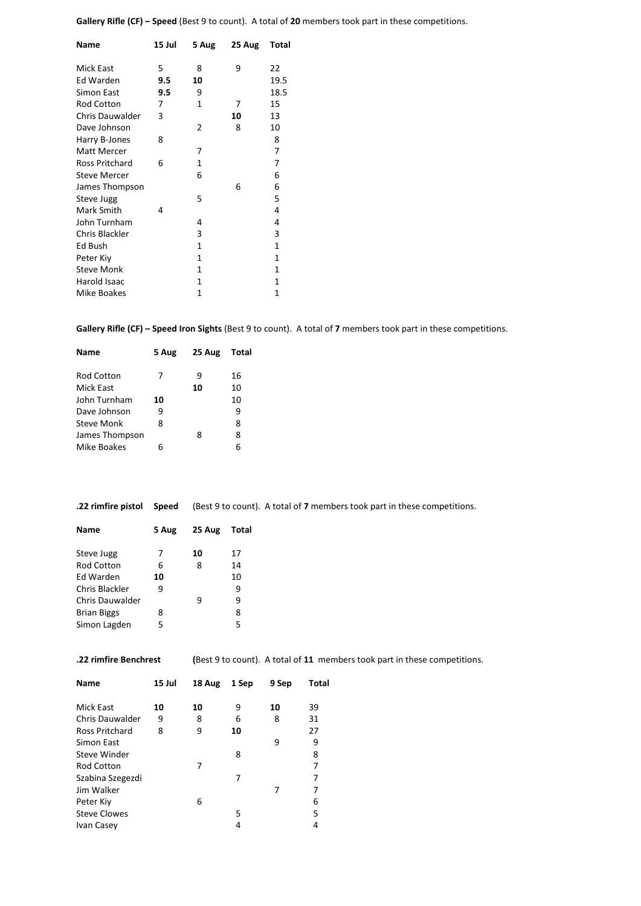**Gallery Rifle (CF) – Speed** (Best 9 to count). A total of **20** members took part in these competitions.

| Name | 15 Jul | 5 Aug | 25 Aug | Total |
|---|---|---|---|---|
| Mick East | 5 | 8 | 9 | 22 |
| Ed Warden | **9.5** | **10** | | 19.5 |
| Simon East | **9.5** | 9 | | 18.5 |
| Rod Cotton | 7 | 1 | 7 | 15 |
| Chris Dauwalder | 3 | | **10** | 13 |
| Dave Johnson | | 2 | 8 | 10 |
| Harry B-Jones | 8 | | | 8 |
| Matt Mercer | | 7 | | 7 |
| Ross Pritchard | 6 | 1 | | 7 |
| Steve Mercer | | 6 | | 6 |
| James Thompson | | | 6 | 6 |
| Steve Jugg | | 5 | | 5 |
| Mark Smith | 4 | | | 4 |
| John Turnham | | 4 | | 4 |
| Chris Blackler | | 3 | | 3 |
| Ed Bush | | 1 | | 1 |
| Peter Kiy | | 1 | | 1 |
| Steve Monk | | 1 | | 1 |
| Harold Isaac | | 1 | | 1 |
| Mike Boakes | | 1 | | 1 |

**Gallery Rifle (CF) – Speed Iron Sights** (Best 9 to count). A total of **7** members took part in these competitions.

| Name | 5 Aug | 25 Aug | Total |
|---|---|---|---|
| Rod Cotton | 7 | 9 | 16 |
| Mick East | | **10** | 10 |
| John Turnham | **10** | | 10 |
| Dave Johnson | 9 | | 9 |
| Steve Monk | 8 | | 8 |
| James Thompson | | 8 | 8 |
| Mike Boakes | 6 | | 6 |

**.22 rimfire pistol Speed** (Best 9 to count). A total of **7** members took part in these competitions.

| Name | 5 Aug | 25 Aug | Total |
|---|---|---|---|
| Steve Jugg | 7 | **10** | 17 |
| Rod Cotton | 6 | 8 | 14 |
| Ed Warden | **10** | | 10 |
| Chris Blackler | 9 | | 9 |
| Chris Dauwalder | | 9 | 9 |
| Brian Biggs | 8 | | 8 |
| Simon Lagden | 5 | | 5 |

**.22 rimfire Benchrest** **(**Best 9 to count). A total of **11** members took part in these competitions.

| Name | 15 Jul | 18 Aug | 1 Sep | 9 Sep | Total |
|---|---|---|---|---|---|
| Mick East | **10** | **10** | 9 | **10** | 39 |
| Chris Dauwalder | 9 | 8 | 6 | 8 | 31 |
| Ross Pritchard | 8 | 9 | **10** | | 27 |
| Simon East | | | | 9 | 9 |
| Steve Winder | | | 8 | | 8 |
| Rod Cotton | | 7 | | | 7 |
| Szabina Szegezdi | | | 7 | | 7 |
| Jim Walker | | | | 7 | 7 |
| Peter Kiy | | 6 | | | 6 |
| Steve Clowes | | | 5 | | 5 |
| Ivan Casey | | | 4 | | 4 |